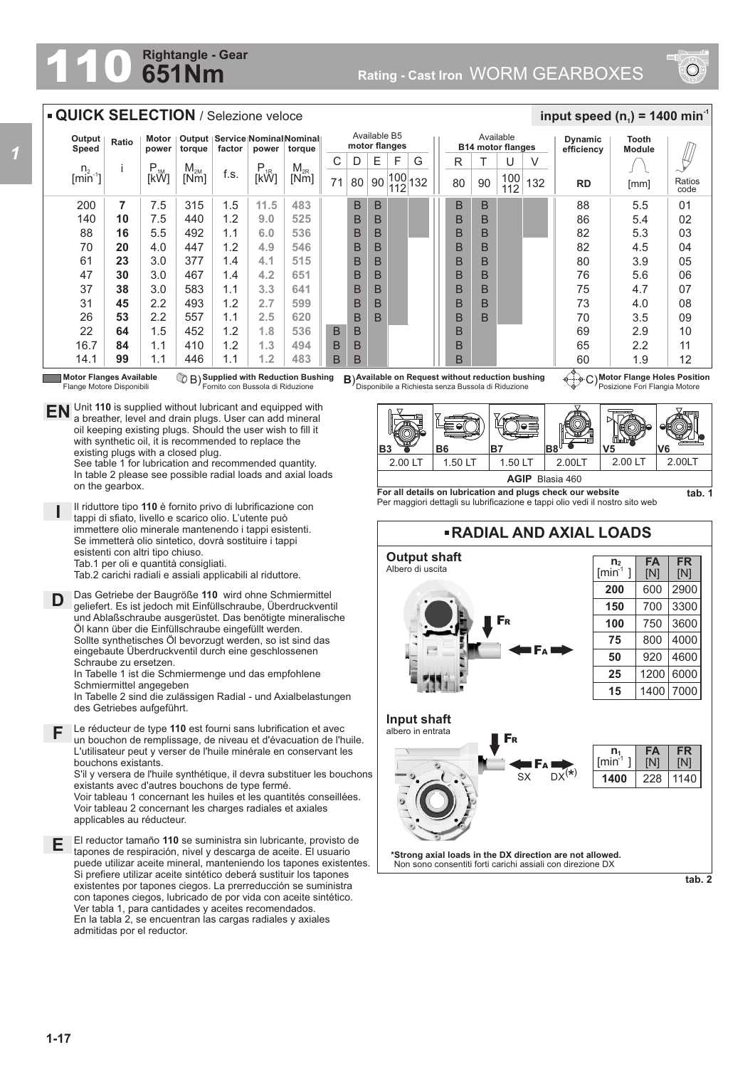# 110 Rightangle - Gear 651Nm

Rating - Cast Iron WORM GEARBOXES

## QUICK SELECTION / Selezione veloce

input speed ($n_1$) = 1400 $min^{-1}$

| Output Speed $n_2$ [$min^{-1}$] | Ratio i | Motor power $P_{1M}$ [kW] | Output torque $M_{2M}$ [Nm] | Service factor f.s. | Nominal power $P_{1R}$ [kW] | Nominal torque $M_{2R}$ [Nm] | Available B5 motor flanges C 71 | D 80 | E 90 | F 100/112 | G 132 | Available B14 motor flanges R 80 | T 90 | U 100/112 | V 132 | Dynamic efficiency RD | Tooth Module [mm] | Ratios code |
|---|---|---|---|---|---|---|---|---|---|---|---|---|---|---|---|---|---|---|
| 200 | **7** | 7.5 | 315 | 1.5 | **11.5** | **483** | | B | B | | | B | B | | | 88 | 5.5 | 01 |
| 140 | **10** | 7.5 | 440 | 1.2 | **9.0** | **525** | | B | B | | | B | B | | | 86 | 5.4 | 02 |
| 88 | **16** | 5.5 | 492 | 1.1 | **6.0** | **536** | | B | B | | | B | B | | | 82 | 5.3 | 03 |
| 70 | **20** | 4.0 | 447 | 1.2 | **4.9** | **546** | | B | B | | | B | B | | | 82 | 4.5 | 04 |
| 61 | **23** | 3.0 | 377 | 1.4 | **4.1** | **515** | | B | B | | | B | B | | | 80 | 3.9 | 05 |
| 47 | **30** | 3.0 | 467 | 1.4 | **4.2** | **651** | | B | B | | | B | B | | | 76 | 5.6 | 06 |
| 37 | **38** | 3.0 | 583 | 1.1 | **3.3** | **641** | | B | B | | | B | B | | | 75 | 4.7 | 07 |
| 31 | **45** | 2.2 | 493 | 1.2 | **2.7** | **599** | | B | B | | | B | B | | | 73 | 4.0 | 08 |
| 26 | **53** | 2.2 | 557 | 1.1 | **2.5** | **620** | | B | B | | | B | B | | | 70 | 3.5 | 09 |
| 22 | **64** | 1.5 | 452 | 1.2 | **1.8** | **536** | B | B | | | | B | | | | 69 | 2.9 | 10 |
| 16.7 | **84** | 1.1 | 410 | 1.2 | **1.3** | **494** | B | B | | | | B | | | | 65 | 2.2 | 11 |
| 14.1 | **99** | 1.1 | 446 | 1.1 | **1.2** | **483** | B | B | | | | B | | | | 60 | 1.9 | 12 |

**Motor Flanges Available** Flange Motore Disponibili — B) **Supplied with Reduction Bushing** Fornito con Bussola di Riduzione — B) **Available on Request without reduction bushing** Disponibile a Richiesta senza Bussola di Riduzione — C) **Motor Flange Holes Position** Posizione Fori Flangia Motore

**EN** Unit **110** is supplied without lubricant and equipped with a breather, level and drain plugs. User can add mineral oil keeping existing plugs. Should the user wish to fill it with synthetic oil, it is recommended to replace the existing plugs with a closed plug.
See table 1 for lubrication and recommended quantity.
In table 2 please see possible radial loads and axial loads on the gearbox.

**I** Il riduttore tipo **110** è fornito privo di lubrificazione con tappi di sfiato, livello e scarico olio. L'utente può immettere olio minerale mantenendo i tappi esistenti. Se immetterà olio sintetico, dovrà sostituire i tappi esistenti con altri tipo chiuso.
Tab.1 per oli e quantità consigliati.
Tab.2 carichi radiali e assiali applicabili al riduttore.

**D** Das Getriebe der Baugröße **110** wird ohne Schmiermittel geliefert. Es ist jedoch mit Einfüllschraube, Überdruckventil und Ablaßschraube ausgerüstet. Das benötigte mineralische Öl kann über die Einfüllschraube eingefüllt werden. Sollte synthetisches Öl bevorzugt werden, so ist sind das eingebaute Überdruckventil durch eine geschlossenen Schraube zu ersetzen.
In Tabelle 1 ist die Schmiermenge und das empfohlene Schmiermittel angegeben
In Tabelle 2 sind die zulässigen Radial - und Axialbelastungen des Getriebes aufgeführt.

**F** Le réducteur de type **110** est fourni sans lubrification et avec un bouchon de remplissage, de niveau et d'évacuation de l'huile. L'utilisateur peut y verser de l'huile minérale en conservant les bouchons existants.
S'il y versera de l'huile synthétique, il devra substituer les bouchons existants avec d'autres bouchons de type fermé.
Voir tableau 1 concernant les huiles et les quantités conseillées.
Voir tableau 2 concernant les charges radiales et axiales applicables au réducteur.

**E** El reductor tamaño **110** se suministra sin lubricante, provisto de tapones de respiración, nivel y descarga de aceite. El usuario puede utilizar aceite mineral, manteniendo los tapones existentes. Si prefiere utilizar aceite sintético deberá sustituir los tapones existentes por tapones ciegos. La prerreducción se suministra con tapones ciegos, lubricado de por vida con aceite sintético. Ver tabla 1, para cantidades y aceites recomendados.
En la tabla 2, se encuentran las cargas radiales y axiales admitidas por el reductor.

| B3 | B6 | B7 | B8 | V5 | V6 |
|---|---|---|---|---|---|
| 2.00 LT | 1.50 LT | 1.50 LT | 2.00LT | 2.00 LT | 2.00LT |
| **AGIP** Blasia 460 | | | | | |

**For all details on lubrication and plugs check our website**
Per maggiori dettagli su lubrificazione e tappi olio vedi il nostro sito web

**tab. 1**

## RADIAL AND AXIAL LOADS

**Output shaft**
Albero di uscita

| $n_2$ [$min^{-1}$] | FA [N] | FR [N] |
|---|---|---|
| **200** | 600 | 2900 |
| **150** | 700 | 3300 |
| **100** | 750 | 3600 |
| **75** | 800 | 4000 |
| **50** | 920 | 4600 |
| **25** | 1200 | 6000 |
| **15** | 1400 | 7000 |

**Input shaft**
albero in entrata

| $n_1$ [$min^{-1}$] | FA [N] | FR [N] |
|---|---|---|
| **1400** | 228 | 1140 |

**\*Strong axial loads in the DX direction are not allowed.**
Non sono consentiti forti carichi assiali con direzione DX

**tab. 2**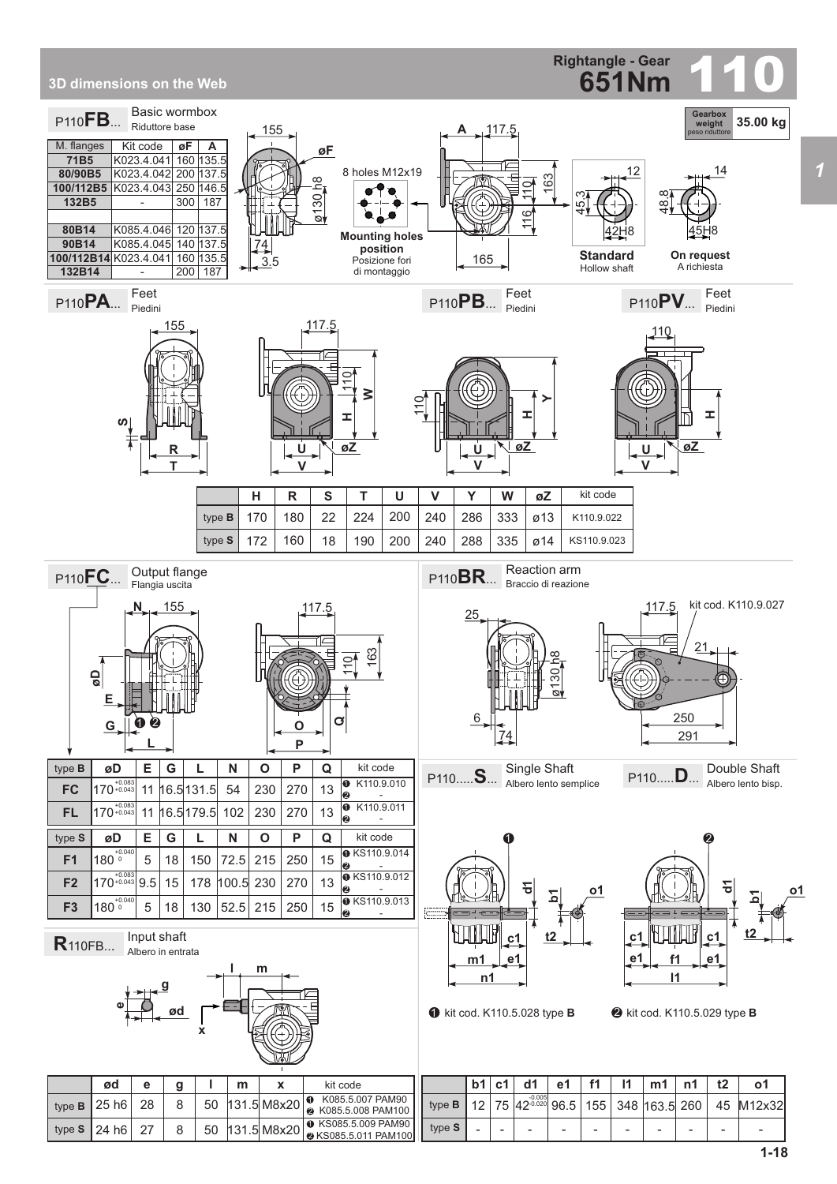# Rightangle - Gear 651Nm 110

3D dimensions on the Web

| Gearbox weight / peso riduttore | 35.00 kg |
|---|---|

## P110FB... Basic wormbox / Riduttore base

| M. flanges | Kit code | øF | A |
|---|---|---|---|
| 71B5 | K023.4.041 | 160 | 135.5 |
| 80/90B5 | K023.4.042 | 200 | 137.5 |
| 100/112B5 | K023.4.043 | 250 | 146.5 |
| 132B5 | - | 300 | 187 |
| | | | |
| 80B14 | K085.4.046 | 120 | 137.5 |
| 90B14 | K085.4.045 | 140 | 137.5 |
| 100/112B14 | K023.4.041 | 160 | 135.5 |
| 132B14 | - | 200 | 187 |

155
øF
ø130 h8
74
3.5
8 holes M12x19
Mounting holes position
Posizione fori di montaggio
A
117.5
110
163
116
165
45.3
12
42H8
Standard
Hollow shaft
48.8
14
45H8
On request
A richiesta

## P110PA... Feet / Piedini

## P110PB... Feet / Piedini

## P110PV... Feet / Piedini

155
117.5
110
S
R
T
H
W
U
V
øZ
Y

| | H | R | S | T | U | V | Y | W | øZ | kit code |
|---|---|---|---|---|---|---|---|---|---|---|
| type B | 170 | 180 | 22 | 224 | 200 | 240 | 286 | 333 | ø13 | K110.9.022 |
| type S | 172 | 160 | 18 | 190 | 200 | 240 | 288 | 335 | ø14 | KS110.9.023 |

## P110FC... Output flange / Flangia uscita

N
155
117.5
110
163
øD
E
G
L
O
P
Q

| type B | øD | E | G | L | N | O | P | Q | kit code |
|---|---|---|---|---|---|---|---|---|---|
| FC | 170 $^{+0.083}_{+0.043}$ | 11 | 16.5 | 131.5 | 54 | 230 | 270 | 13 | ❶ K110.9.010 ❷ - |
| FL | 170 $^{+0.083}_{+0.043}$ | 11 | 16.5 | 179.5 | 102 | 230 | 270 | 13 | ❶ K110.9.011 ❷ - |

| type S | øD | E | G | L | N | O | P | Q | kit code |
|---|---|---|---|---|---|---|---|---|---|
| F1 | 180 $^{+0.040}_{0}$ | 5 | 18 | 150 | 72.5 | 215 | 250 | 15 | ❶ KS110.9.014 ❷ - |
| F2 | 170 $^{+0.083}_{+0.043}$ | 9.5 | 15 | 178 | 100.5 | 230 | 270 | 13 | ❶ KS110.9.012 ❷ - |
| F3 | 180 $^{+0.040}_{0}$ | 5 | 18 | 130 | 52.5 | 215 | 250 | 15 | ❶ KS110.9.013 ❷ - |

## P110BR... Reaction arm / Braccio di reazione

25
ø130 h8
6
74
117.5
kit cod. K110.9.027
21
250
291

## P110.....S... Single Shaft / Albero lento semplice

## P110.....D... Double Shaft / Albero lento bisp.

d1
b1
o1
t2
c1
m1
e1
n1
f1
l1

❶ kit cod. K110.5.028 type **B**

❷ kit cod. K110.5.029 type **B**

| | b1 | c1 | d1 | e1 | f1 | l1 | m1 | n1 | t2 | o1 |
|---|---|---|---|---|---|---|---|---|---|---|
| type B | 12 | 75 | 42 $^{-0.005}_{-0.020}$ | 96.5 | 155 | 348 | 163.5 | 260 | 45 | M12x32 |
| type S | - | - | - | - | - | - | - | - | - | - |

## R110FB... Input shaft / Albero in entrata

g
e
ød
l
m
x

| | ød | e | g | l | m | x | kit code |
|---|---|---|---|---|---|---|---|
| type B | 25 h6 | 28 | 8 | 50 | 131.5 | M8x20 | ❶ K085.5.007 PAM90 ❷ K085.5.008 PAM100 |
| type S | 24 h6 | 27 | 8 | 50 | 131.5 | M8x20 | ❶ KS085.5.009 PAM90 ❷ KS085.5.011 PAM100 |